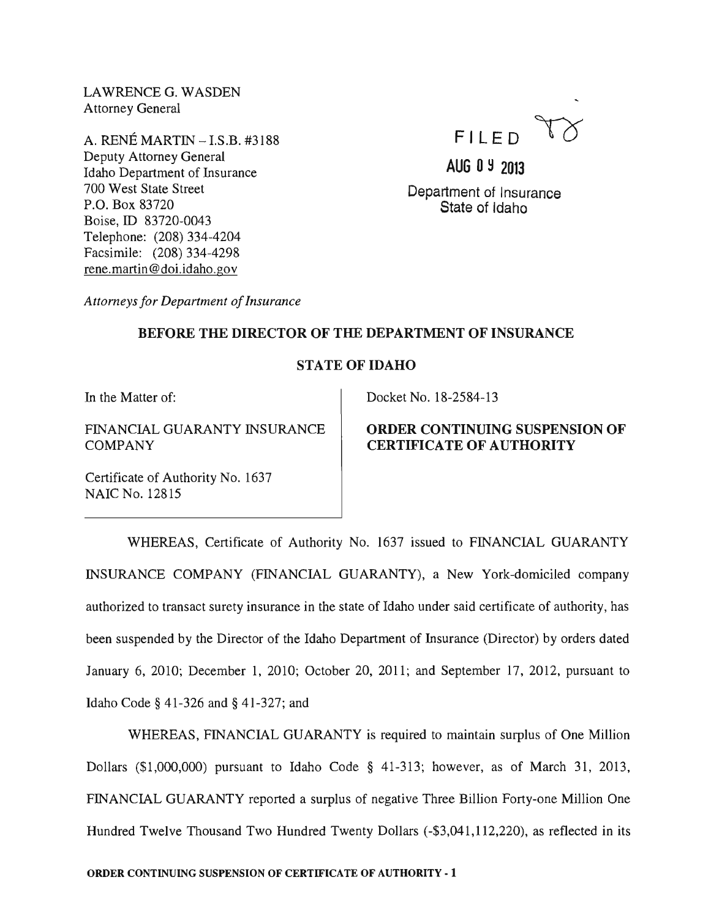LAWRENCE G. WASDEN
Attorney General

A. RENÉ MARTIN – I.S.B. #3188
Deputy Attorney General
Idaho Department of Insurance
700 West State Street
P.O. Box 83720
Boise, ID 83720-0043
Telephone: (208) 334-4204
Facsimile: (208) 334-4298
rene.martin@doi.idaho.gov

FILED

AUG 09 2013

Department of Insurance
State of Idaho

*Attorneys for Department of Insurance*

**BEFORE THE DIRECTOR OF THE DEPARTMENT OF INSURANCE**

**STATE OF IDAHO**

| In the Matter of:<br><br>FINANCIAL GUARANTY INSURANCE COMPANY<br><br>Certificate of Authority No. 1637<br>NAIC No. 12815 | Docket No. 18-2584-13<br><br>**ORDER CONTINUING SUSPENSION OF CERTIFICATE OF AUTHORITY** |
|---|---|

WHEREAS, Certificate of Authority No. 1637 issued to FINANCIAL GUARANTY INSURANCE COMPANY (FINANCIAL GUARANTY), a New York-domiciled company authorized to transact surety insurance in the state of Idaho under said certificate of authority, has been suspended by the Director of the Idaho Department of Insurance (Director) by orders dated January 6, 2010; December 1, 2010; October 20, 2011; and September 17, 2012, pursuant to Idaho Code § 41-326 and § 41-327; and

WHEREAS, FINANCIAL GUARANTY is required to maintain surplus of One Million Dollars ($1,000,000) pursuant to Idaho Code § 41-313; however, as of March 31, 2013, FINANCIAL GUARANTY reported a surplus of negative Three Billion Forty-one Million One Hundred Twelve Thousand Two Hundred Twenty Dollars (-$3,041,112,220), as reflected in its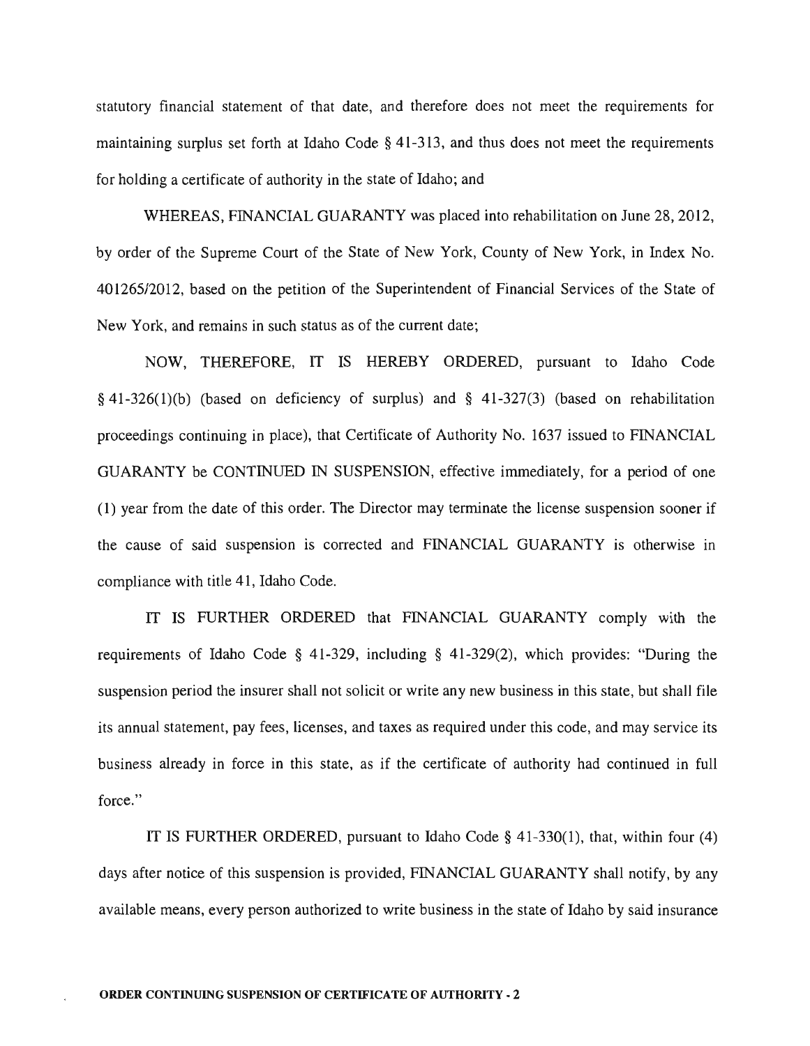statutory financial statement of that date, and therefore does not meet the requirements for maintaining surplus set forth at Idaho Code § 41-313, and thus does not meet the requirements for holding a certificate of authority in the state of Idaho; and

WHEREAS, FINANCIAL GUARANTY was placed into rehabilitation on June 28, 2012, by order of the Supreme Court of the State of New York, County of New York, in Index No. 401265/2012, based on the petition of the Superintendent of Financial Services of the State of New York, and remains in such status as of the current date;

NOW, THEREFORE, IT IS HEREBY ORDERED, pursuant to Idaho Code § 41-326(1)(b) (based on deficiency of surplus) and § 41-327(3) (based on rehabilitation proceedings continuing in place), that Certificate of Authority No. 1637 issued to FINANCIAL GUARANTY be CONTINUED IN SUSPENSION, effective immediately, for a period of one (1) year from the date of this order. The Director may terminate the license suspension sooner if the cause of said suspension is corrected and FINANCIAL GUARANTY is otherwise in compliance with title 41, Idaho Code.

IT IS FURTHER ORDERED that FINANCIAL GUARANTY comply with the requirements of Idaho Code § 41-329, including § 41-329(2), which provides: "During the suspension period the insurer shall not solicit or write any new business in this state, but shall file its annual statement, pay fees, licenses, and taxes as required under this code, and may service its business already in force in this state, as if the certificate of authority had continued in full force."

IT IS FURTHER ORDERED, pursuant to Idaho Code § 41-330(1), that, within four (4) days after notice of this suspension is provided, FINANCIAL GUARANTY shall notify, by any available means, every person authorized to write business in the state of Idaho by said insurance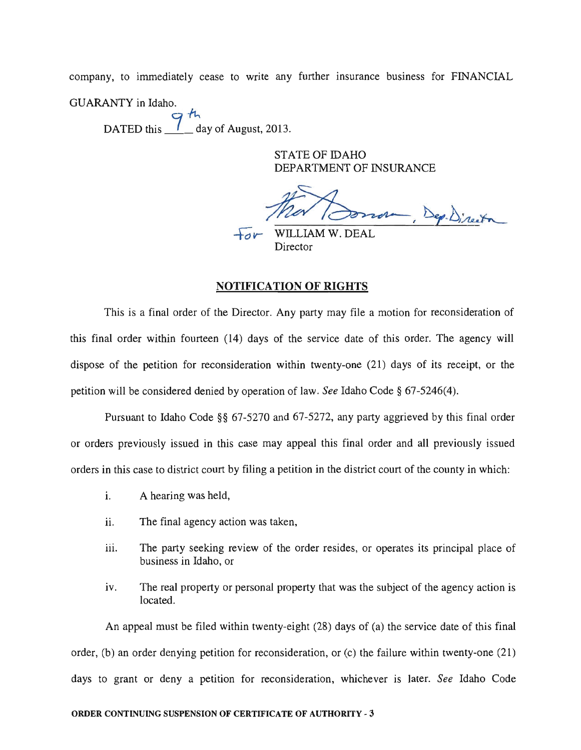company, to immediately cease to write any further insurance business for FINANCIAL GUARANTY in Idaho.

DATED this 9th day of August, 2013.

STATE OF IDAHO
DEPARTMENT OF INSURANCE

Thor Donovan, Dep. Director
for WILLIAM W. DEAL
Director

## NOTIFICATION OF RIGHTS

This is a final order of the Director. Any party may file a motion for reconsideration of this final order within fourteen (14) days of the service date of this order. The agency will dispose of the petition for reconsideration within twenty-one (21) days of its receipt, or the petition will be considered denied by operation of law. *See* Idaho Code § 67-5246(4).

Pursuant to Idaho Code §§ 67-5270 and 67-5272, any party aggrieved by this final order or orders previously issued in this case may appeal this final order and all previously issued orders in this case to district court by filing a petition in the district court of the county in which:

i. A hearing was held,

ii. The final agency action was taken,

iii. The party seeking review of the order resides, or operates its principal place of business in Idaho, or

iv. The real property or personal property that was the subject of the agency action is located.

An appeal must be filed within twenty-eight (28) days of (a) the service date of this final order, (b) an order denying petition for reconsideration, or (c) the failure within twenty-one (21) days to grant or deny a petition for reconsideration, whichever is later. *See* Idaho Code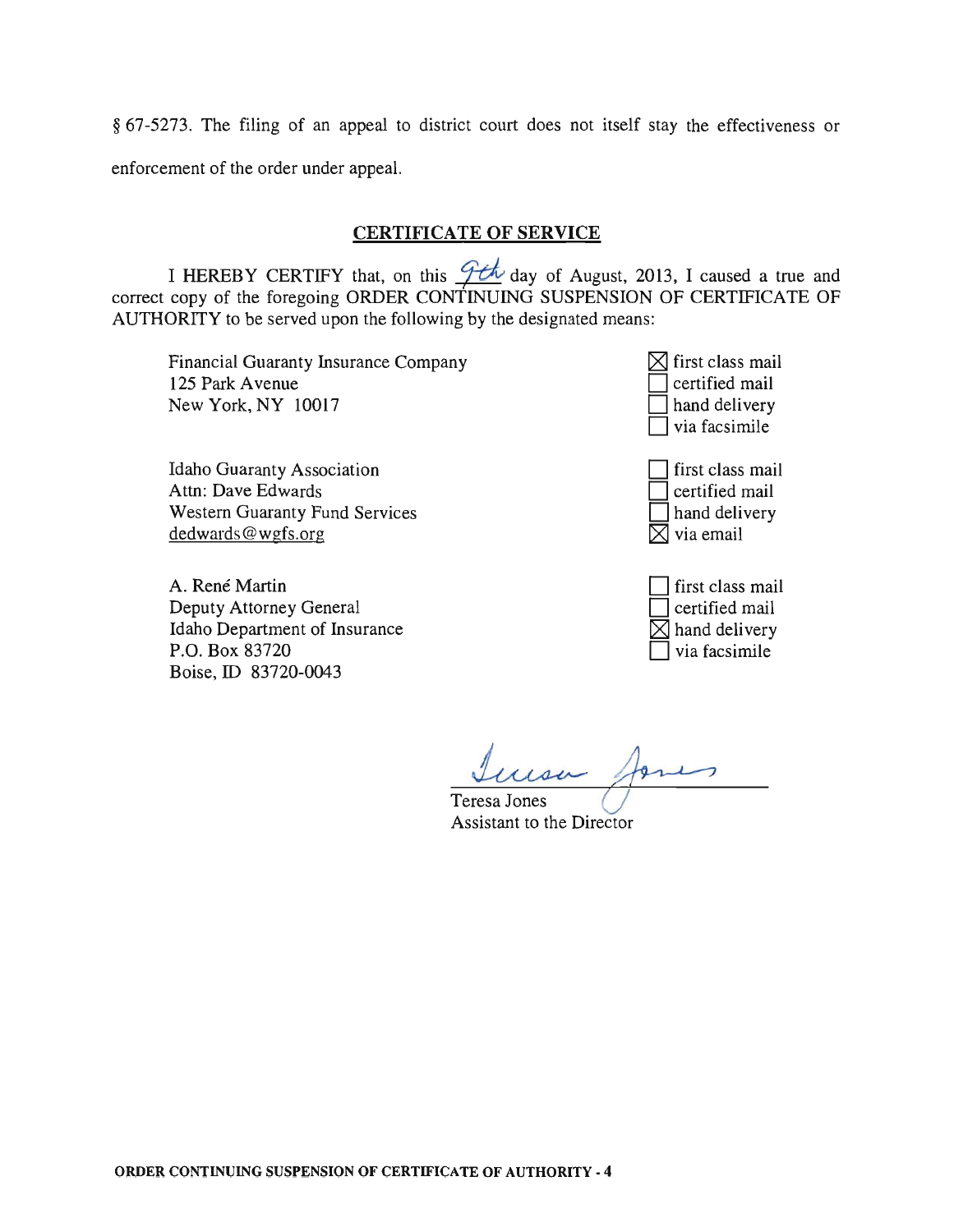§ 67-5273. The filing of an appeal to district court does not itself stay the effectiveness or enforcement of the order under appeal.

## CERTIFICATE OF SERVICE

I HEREBY CERTIFY that, on this 9th day of August, 2013, I caused a true and correct copy of the foregoing ORDER CONTINUING SUSPENSION OF CERTIFICATE OF AUTHORITY to be served upon the following by the designated means:

| | |
|---|---|
| Financial Guaranty Insurance Company<br>125 Park Avenue<br>New York, NY 10017 | ☒ first class mail<br>☐ certified mail<br>☐ hand delivery<br>☐ via facsimile |
| Idaho Guaranty Association<br>Attn: Dave Edwards<br>Western Guaranty Fund Services<br>dedwards@wgfs.org | ☐ first class mail<br>☐ certified mail<br>☐ hand delivery<br>☒ via email |
| A. René Martin<br>Deputy Attorney General<br>Idaho Department of Insurance<br>P.O. Box 83720<br>Boise, ID 83720-0043 | ☐ first class mail<br>☐ certified mail<br>☒ hand delivery<br>☐ via facsimile |

Teresa Jones
Assistant to the Director